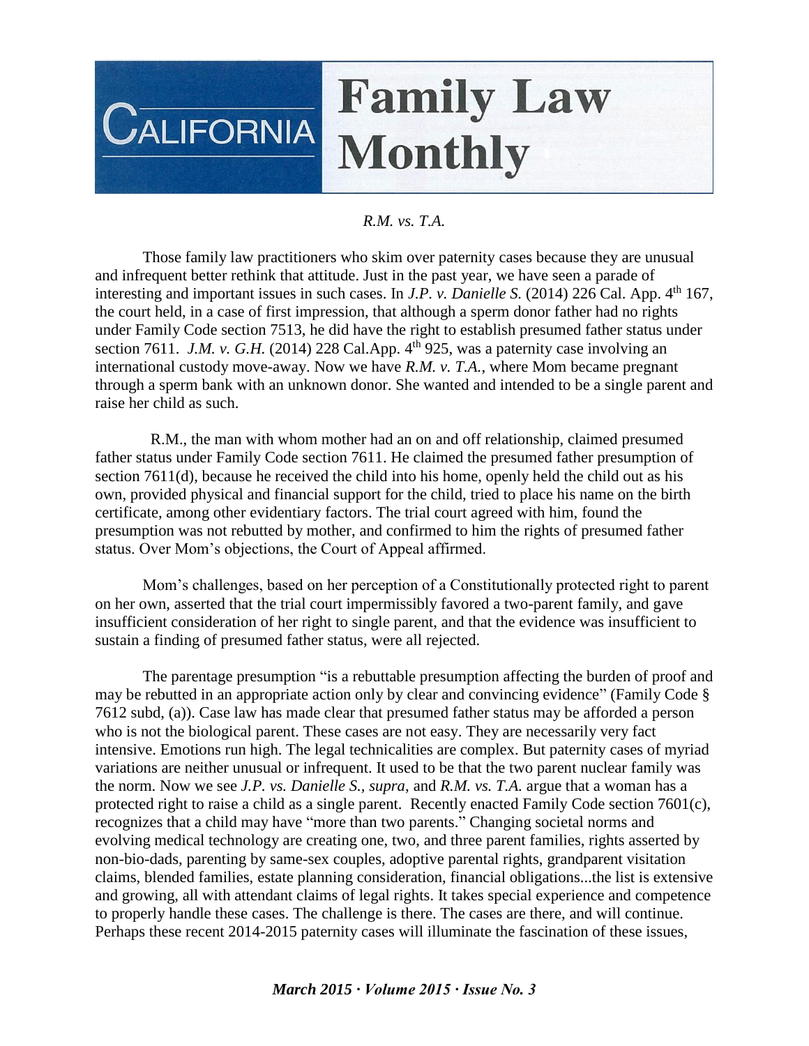# California Family Law Monthly

*R.M. vs. T.A.*

Those family law practitioners who skim over paternity cases because they are unusual and infrequent better rethink that attitude. Just in the past year, we have seen a parade of interesting and important issues in such cases. In *J.P. v. Danielle S.* (2014) 226 Cal. App. 4th 167, the court held, in a case of first impression, that although a sperm donor father had no rights under Family Code section 7513, he did have the right to establish presumed father status under section 7611. *J.M. v. G.H.* (2014) 228 Cal.App. 4th 925, was a paternity case involving an international custody move-away. Now we have *R.M. v. T.A.*, where Mom became pregnant through a sperm bank with an unknown donor. She wanted and intended to be a single parent and raise her child as such.

R.M., the man with whom mother had an on and off relationship, claimed presumed father status under Family Code section 7611. He claimed the presumed father presumption of section 7611(d), because he received the child into his home, openly held the child out as his own, provided physical and financial support for the child, tried to place his name on the birth certificate, among other evidentiary factors. The trial court agreed with him, found the presumption was not rebutted by mother, and confirmed to him the rights of presumed father status. Over Mom's objections, the Court of Appeal affirmed.

Mom's challenges, based on her perception of a Constitutionally protected right to parent on her own, asserted that the trial court impermissibly favored a two-parent family, and gave insufficient consideration of her right to single parent, and that the evidence was insufficient to sustain a finding of presumed father status, were all rejected.

The parentage presumption "is a rebuttable presumption affecting the burden of proof and may be rebutted in an appropriate action only by clear and convincing evidence" (Family Code § 7612 subd, (a)). Case law has made clear that presumed father status may be afforded a person who is not the biological parent. These cases are not easy. They are necessarily very fact intensive. Emotions run high. The legal technicalities are complex. But paternity cases of myriad variations are neither unusual or infrequent. It used to be that the two parent nuclear family was the norm. Now we see *J.P. vs. Danielle S., supra*, and *R.M. vs. T.A.* argue that a woman has a protected right to raise a child as a single parent. Recently enacted Family Code section 7601(c), recognizes that a child may have "more than two parents." Changing societal norms and evolving medical technology are creating one, two, and three parent families, rights asserted by non-bio-dads, parenting by same-sex couples, adoptive parental rights, grandparent visitation claims, blended families, estate planning consideration, financial obligations...the list is extensive and growing, all with attendant claims of legal rights. It takes special experience and competence to properly handle these cases. The challenge is there. The cases are there, and will continue. Perhaps these recent 2014-2015 paternity cases will illuminate the fascination of these issues,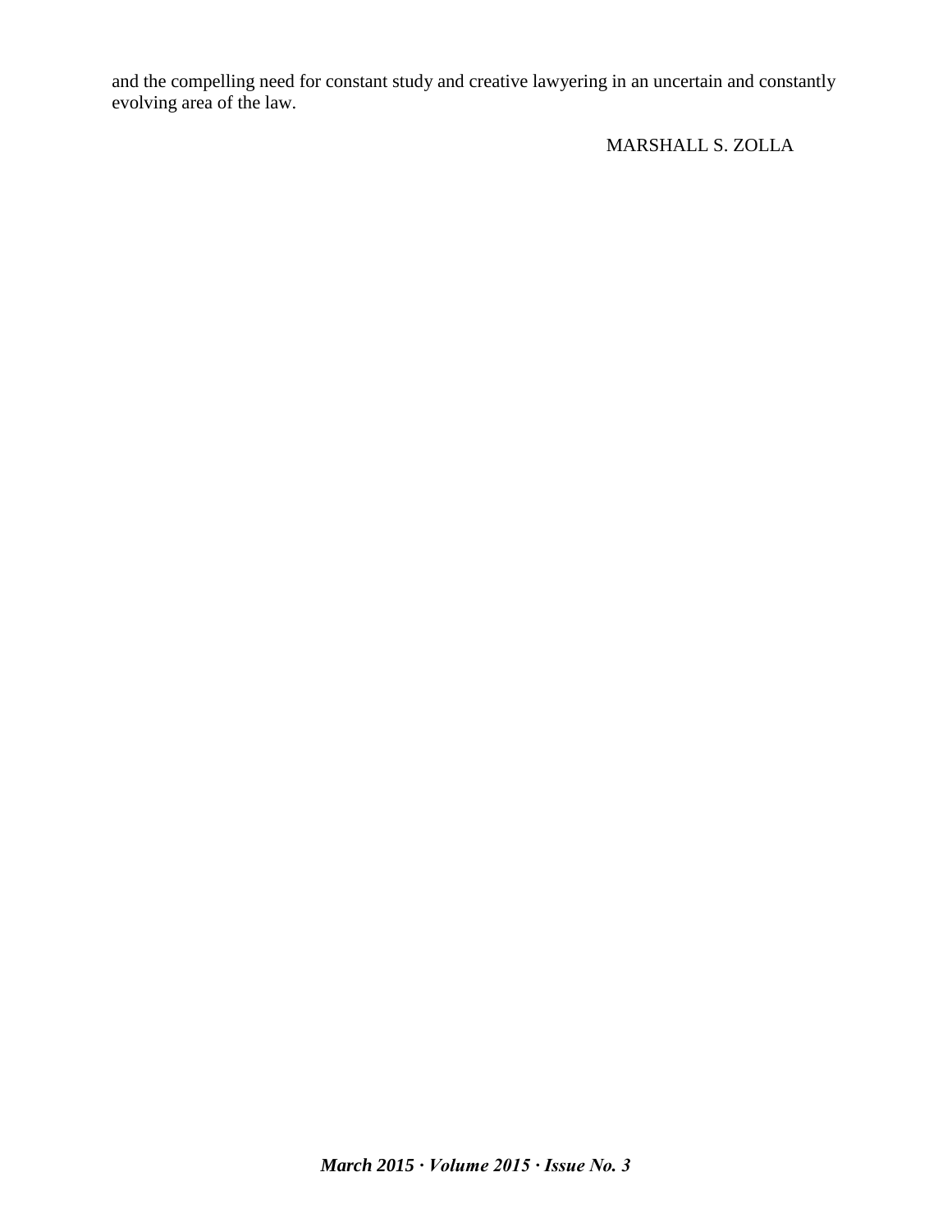and the compelling need for constant study and creative lawyering in an uncertain and constantly evolving area of the law.

MARSHALL S. ZOLLA